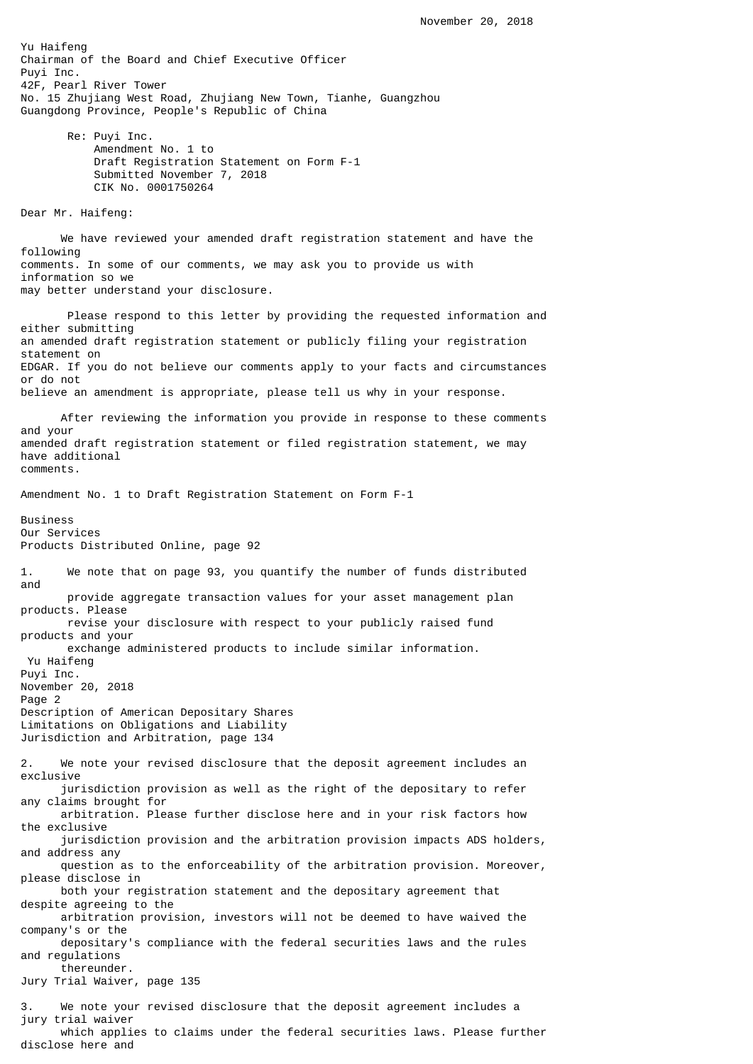November 20, 2018

Yu Haifeng
Chairman of the Board and Chief Executive Officer
Puyi Inc.
42F, Pearl River Tower
No. 15 Zhujiang West Road, Zhujiang New Town, Tianhe, Guangzhou
Guangdong Province, People's Republic of China

Re: Puyi Inc.
Amendment No. 1 to
Draft Registration Statement on Form F-1
Submitted November 7, 2018
CIK No. 0001750264

Dear Mr. Haifeng:

We have reviewed your amended draft registration statement and have the following comments. In some of our comments, we may ask you to provide us with information so we may better understand your disclosure.

Please respond to this letter by providing the requested information and either submitting an amended draft registration statement or publicly filing your registration statement on EDGAR. If you do not believe our comments apply to your facts and circumstances or do not believe an amendment is appropriate, please tell us why in your response.

After reviewing the information you provide in response to these comments and your amended draft registration statement or filed registration statement, we may have additional comments.

Amendment No. 1 to Draft Registration Statement on Form F-1

Business
Our Services
Products Distributed Online, page 92

1. We note that on page 93, you quantify the number of funds distributed and provide aggregate transaction values for your asset management plan products. Please revise your disclosure with respect to your publicly raised fund products and your exchange administered products to include similar information.

Description of American Depositary Shares
Limitations on Obligations and Liability
Jurisdiction and Arbitration, page 134

2. We note your revised disclosure that the deposit agreement includes an exclusive jurisdiction provision as well as the right of the depositary to refer any claims brought for arbitration. Please further disclose here and in your risk factors how the exclusive jurisdiction provision and the arbitration provision impacts ADS holders, and address any question as to the enforceability of the arbitration provision. Moreover, please disclose in both your registration statement and the depositary agreement that despite agreeing to the arbitration provision, investors will not be deemed to have waived the company's or the depositary's compliance with the federal securities laws and the rules and regulations thereunder.

Jury Trial Waiver, page 135

3. We note your revised disclosure that the deposit agreement includes a jury trial waiver which applies to claims under the federal securities laws. Please further disclose here and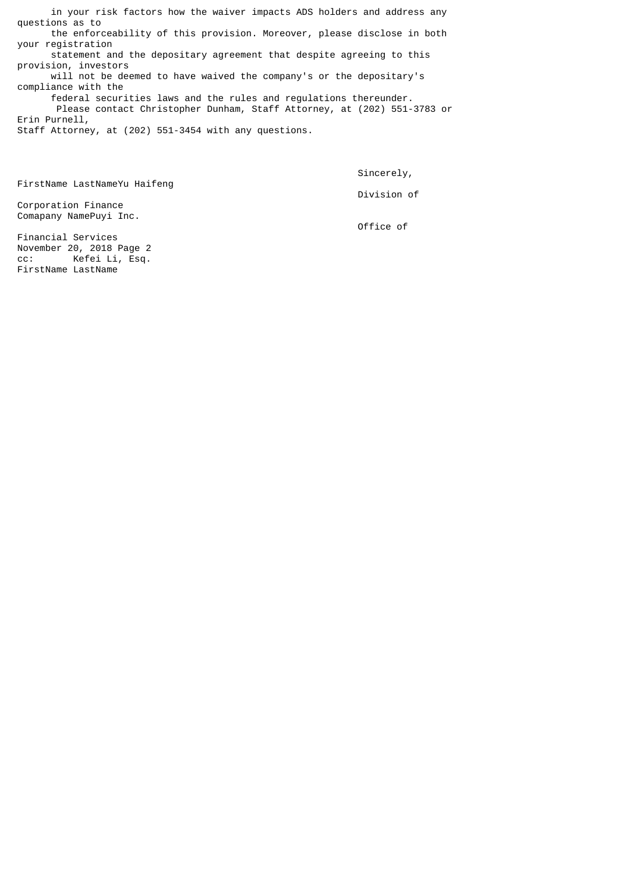in your risk factors how the waiver impacts ADS holders and address any questions as to the enforceability of this provision. Moreover, please disclose in both your registration statement and the depositary agreement that despite agreeing to this provision, investors will not be deemed to have waived the company's or the depositary's compliance with the federal securities laws and the rules and regulations thereunder.

Please contact Christopher Dunham, Staff Attorney, at (202) 551-3783 or Erin Purnell, Staff Attorney, at (202) 551-3454 with any questions.

Sincerely,

Division of Corporation Finance

Office of Financial Services

cc: Kefei Li, Esq.